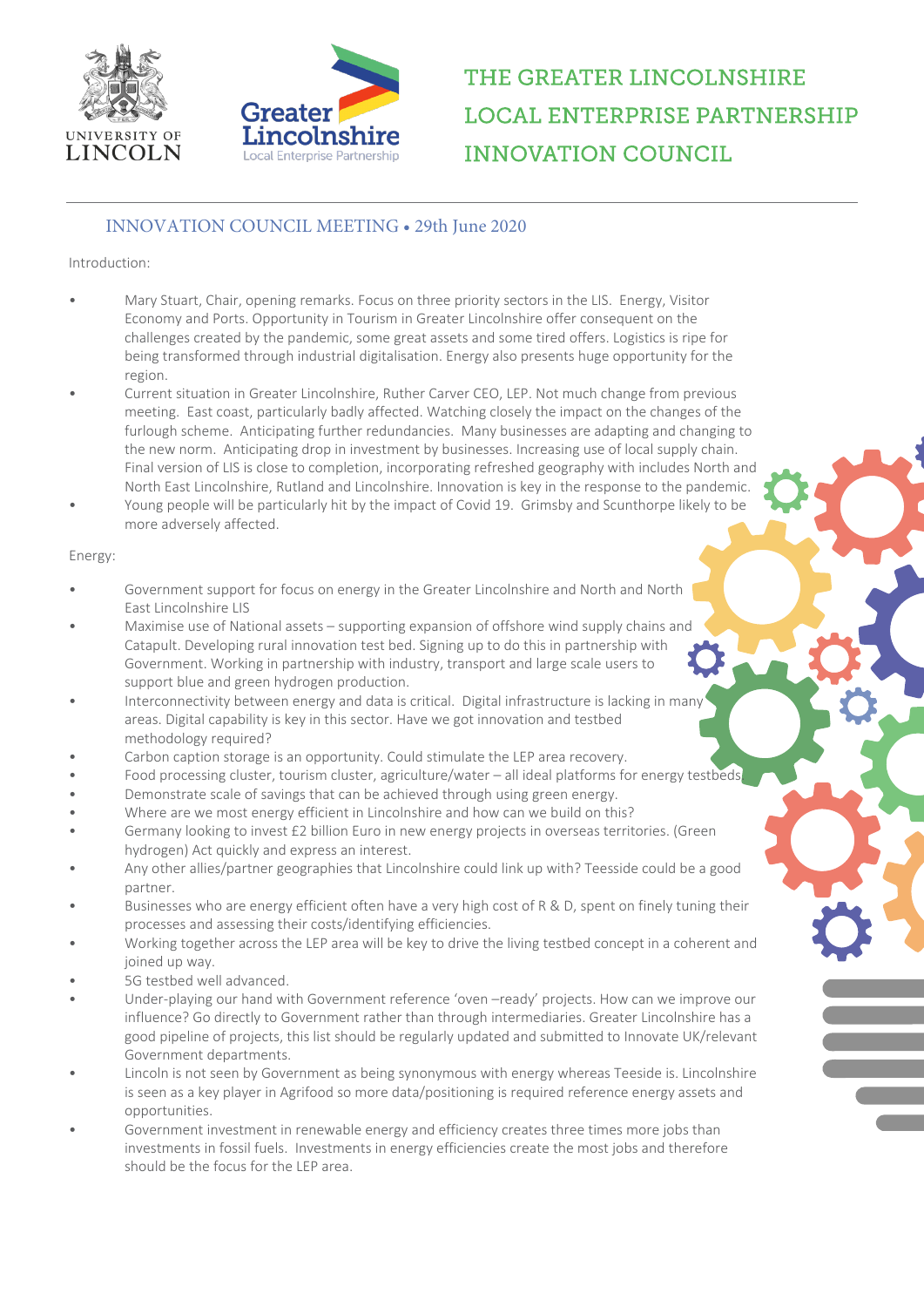# THE GREATER LINCOLNSHIRE LOCAL ENTERPRISE PARTNERSHIP INNOVATION COUNCIL

## INNOVATION COUNCIL MEETING • 29th June 2020

Introduction:

- Mary Stuart, Chair, opening remarks. Focus on three priority sectors in the LIS. Energy, Visitor Economy and Ports. Opportunity in Tourism in Greater Lincolnshire offer consequent on the challenges created by the pandemic, some great assets and some tired offers. Logistics is ripe for being transformed through industrial digitalisation. Energy also presents huge opportunity for the region.
- Current situation in Greater Lincolnshire, Ruther Carver CEO, LEP. Not much change from previous meeting. East coast, particularly badly affected. Watching closely the impact on the changes of the furlough scheme. Anticipating further redundancies. Many businesses are adapting and changing to the new norm. Anticipating drop in investment by businesses. Increasing use of local supply chain. Final version of LIS is close to completion, incorporating refreshed geography with includes North and North East Lincolnshire, Rutland and Lincolnshire. Innovation is key in the response to the pandemic.
- Young people will be particularly hit by the impact of Covid 19. Grimsby and Scunthorpe likely to be more adversely affected.

Energy:

- Government support for focus on energy in the Greater Lincolnshire and North and North East Lincolnshire LIS
- Maximise use of National assets – supporting expansion of offshore wind supply chains and Catapult. Developing rural innovation test bed. Signing up to do this in partnership with Government. Working in partnership with industry, transport and large scale users to support blue and green hydrogen production.
- Interconnectivity between energy and data is critical. Digital infrastructure is lacking in many areas. Digital capability is key in this sector. Have we got innovation and testbed methodology required?
- Carbon caption storage is an opportunity. Could stimulate the LEP area recovery.
- Food processing cluster, tourism cluster, agriculture/water – all ideal platforms for energy testbeds
- Demonstrate scale of savings that can be achieved through using green energy.
- Where are we most energy efficient in Lincolnshire and how can we build on this?
- Germany looking to invest £2 billion Euro in new energy projects in overseas territories. (Green hydrogen) Act quickly and express an interest.
- Any other allies/partner geographies that Lincolnshire could link up with? Teesside could be a good partner.
- Businesses who are energy efficient often have a very high cost of R & D, spent on finely tuning their processes and assessing their costs/identifying efficiencies.
- Working together across the LEP area will be key to drive the living testbed concept in a coherent and joined up way.
- 5G testbed well advanced.
- Under-playing our hand with Government reference 'oven –ready' projects. How can we improve our influence? Go directly to Government rather than through intermediaries. Greater Lincolnshire has a good pipeline of projects, this list should be regularly updated and submitted to Innovate UK/relevant Government departments.
- Lincoln is not seen by Government as being synonymous with energy whereas Teside is. Lincolnshire is seen as a key player in Agrifood so more data/positioning is required reference energy assets and opportunities.
- Government investment in renewable energy and efficiency creates three times more jobs than investments in fossil fuels. Investments in energy efficiencies create the most jobs and therefore should be the focus for the LEP area.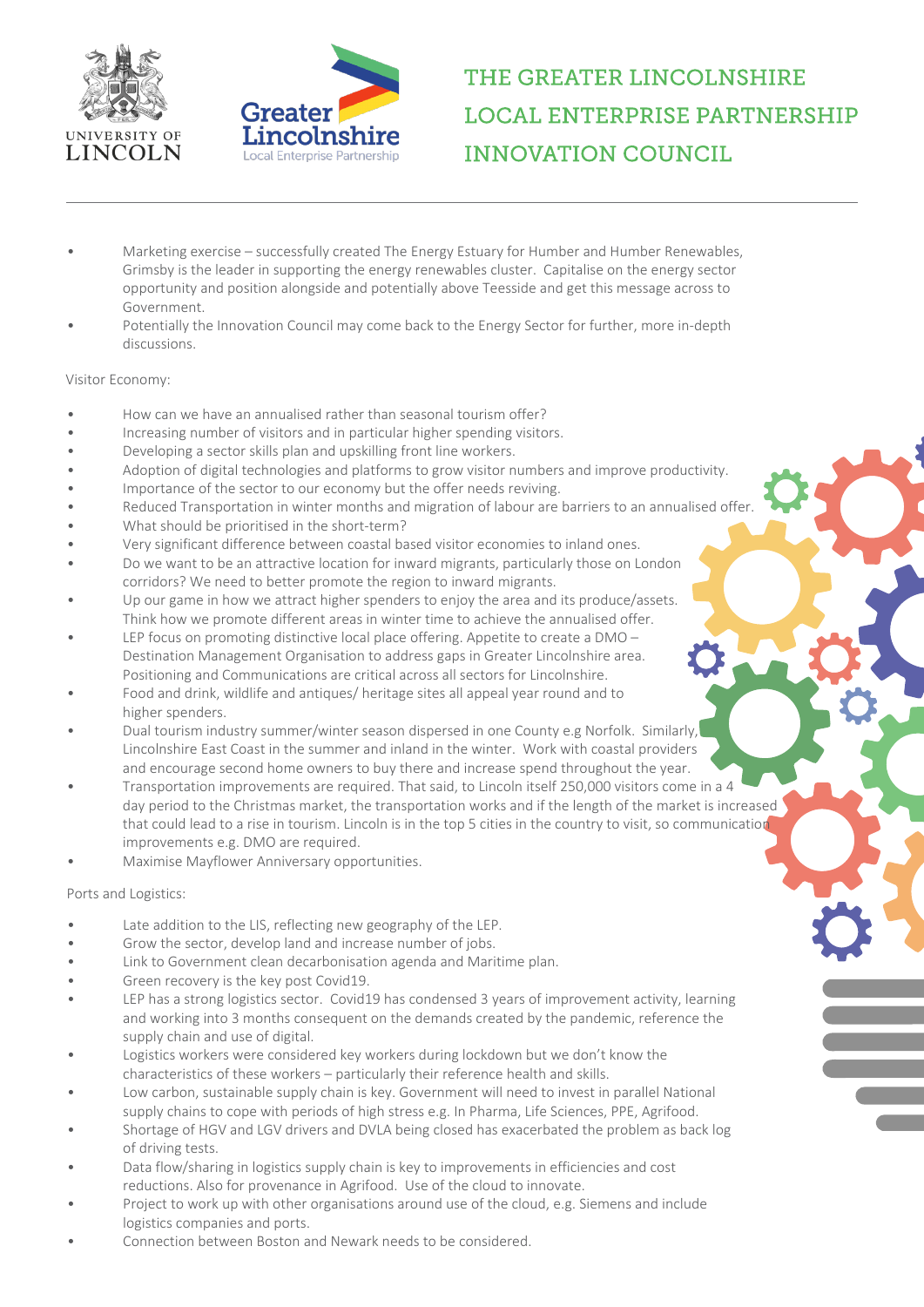- Marketing exercise – successfully created The Energy Estuary for Humber and Humber Renewables, Grimsby is the leader in supporting the energy renewables cluster. Capitalise on the energy sector opportunity and position alongside and potentially above Teesside and get this message across to Government.
- Potentially the Innovation Council may come back to the Energy Sector for further, more in-depth discussions.

Visitor Economy:

- How can we have an annualised rather than seasonal tourism offer?
- Increasing number of visitors and in particular higher spending visitors.
- Developing a sector skills plan and upskilling front line workers.
- Adoption of digital technologies and platforms to grow visitor numbers and improve productivity.
- Importance of the sector to our economy but the offer needs reviving.
- Reduced Transportation in winter months and migration of labour are barriers to an annualised offer.
- What should be prioritised in the short-term?
- Very significant difference between coastal based visitor economies to inland ones.
- Do we want to be an attractive location for inward migrants, particularly those on London corridors? We need to better promote the region to inward migrants.
- Up our game in how we attract higher spenders to enjoy the area and its produce/assets. Think how we promote different areas in winter time to achieve the annualised offer.
- LEP focus on promoting distinctive local place offering. Appetite to create a DMO – Destination Management Organisation to address gaps in Greater Lincolnshire area. Positioning and Communications are critical across all sectors for Lincolnshire.
- Food and drink, wildlife and antiques/ heritage sites all appeal year round and to higher spenders.
- Dual tourism industry summer/winter season dispersed in one County e.g Norfolk. Similarly, Lincolnshire East Coast in the summer and inland in the winter. Work with coastal providers and encourage second home owners to buy there and increase spend throughout the year.
- Transportation improvements are required. That said, to Lincoln itself 250,000 visitors come in a 4 day period to the Christmas market, the transportation works and if the length of the market is increased that could lead to a rise in tourism. Lincoln is in the top 5 cities in the country to visit, so communication improvements e.g. DMO are required.
- Maximise Mayflower Anniversary opportunities.

Ports and Logistics:

- Late addition to the LIS, reflecting new geography of the LEP.
- Grow the sector, develop land and increase number of jobs.
- Link to Government clean decarbonisation agenda and Maritime plan.
- Green recovery is the key post Covid19.
- LEP has a strong logistics sector. Covid19 has condensed 3 years of improvement activity, learning and working into 3 months consequent on the demands created by the pandemic, reference the supply chain and use of digital.
- Logistics workers were considered key workers during lockdown but we don't know the characteristics of these workers – particularly their reference health and skills.
- Low carbon, sustainable supply chain is key. Government will need to invest in parallel National supply chains to cope with periods of high stress e.g. In Pharma, Life Sciences, PPE, Agrifood.
- Shortage of HGV and LGV drivers and DVLA being closed has exacerbated the problem as back log of driving tests.
- Data flow/sharing in logistics supply chain is key to improvements in efficiencies and cost reductions. Also for provenance in Agrifood. Use of the cloud to innovate.
- Project to work up with other organisations around use of the cloud, e.g. Siemens and include logistics companies and ports.
- Connection between Boston and Newark needs to be considered.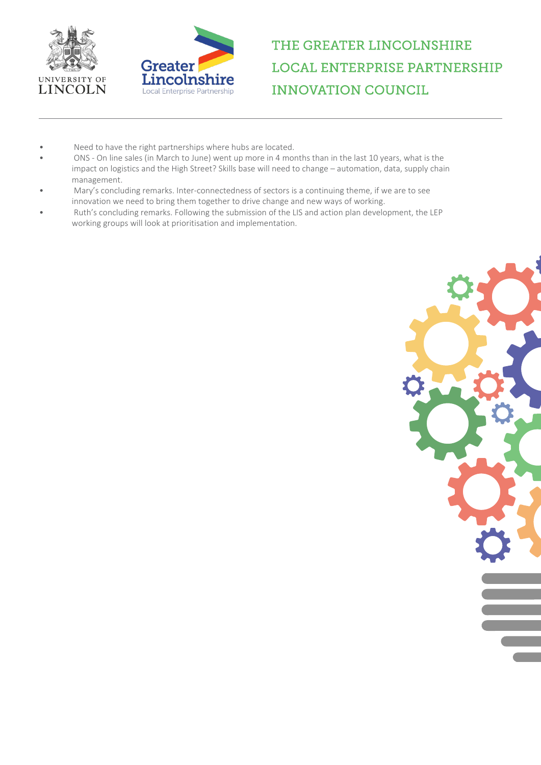- Need to have the right partnerships where hubs are located.
- ONS - On line sales (in March to June) went up more in 4 months than in the last 10 years, what is the impact on logistics and the High Street? Skills base will need to change – automation, data, supply chain management.
- Mary's concluding remarks. Inter-connectedness of sectors is a continuing theme, if we are to see innovation we need to bring them together to drive change and new ways of working.
- Ruth's concluding remarks. Following the submission of the LIS and action plan development, the LEP working groups will look at prioritisation and implementation.